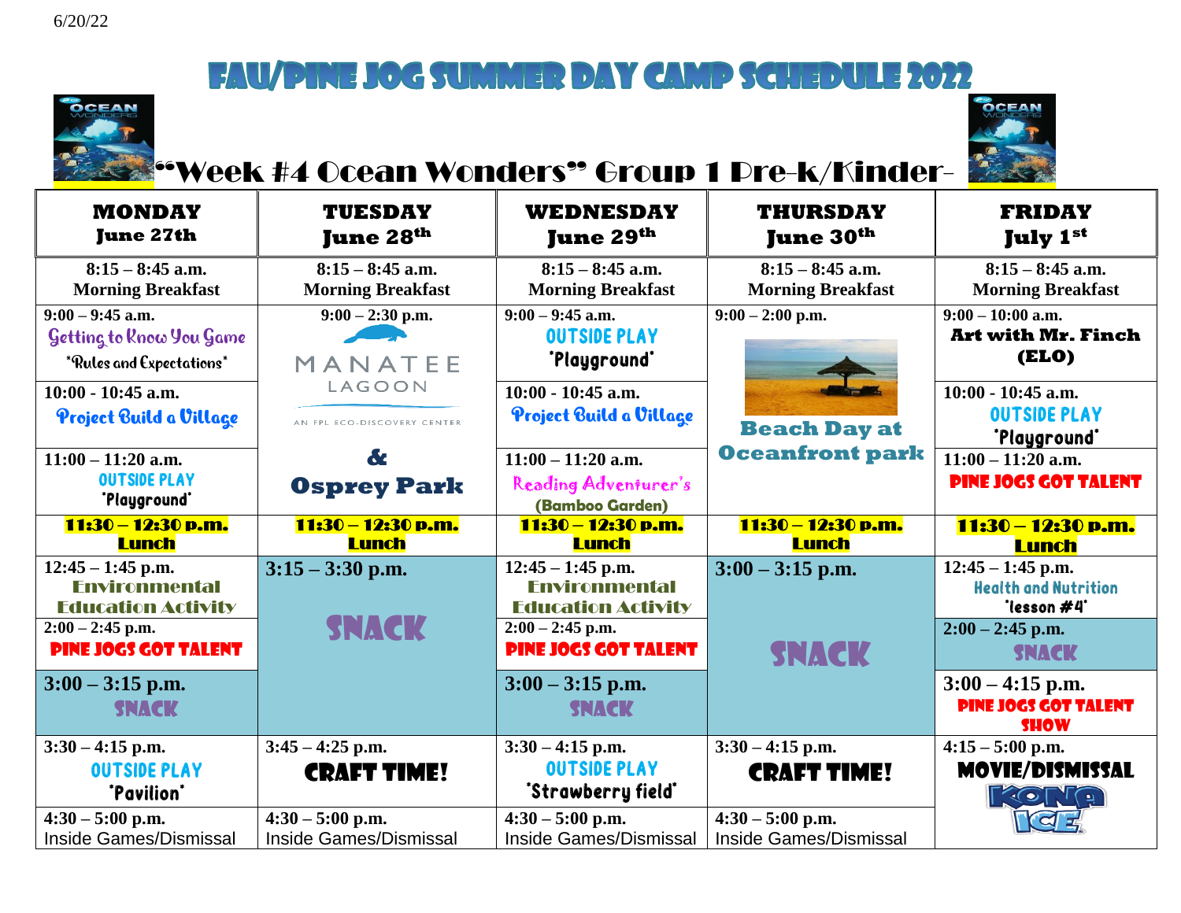6/20/22

# FAU/PINE JOG SUMMER DAY CAMP SCHEDULE 2022

## "Week #4 Ocean Wonders" Group 1 Pre-k/Kinder-

| MONDAY June 27th | TUESDAY June 28th | WEDNESDAY June 29th | THURSDAY June 30th | FRIDAY July 1st |
|---|---|---|---|---|
| 8:15 – 8:45 a.m. Morning Breakfast | 8:15 – 8:45 a.m. Morning Breakfast | 8:15 – 8:45 a.m. Morning Breakfast | 8:15 – 8:45 a.m. Morning Breakfast | 8:15 – 8:45 a.m. Morning Breakfast |
| 9:00 – 9:45 a.m. Getting to Know You Game "Rules and Expectations" | 9:00 – 2:30 p.m. MANATEE LAGOON AN FPL ECO-DISCOVERY CENTER & Osprey Park | 9:00 – 9:45 a.m. OUTSIDE PLAY "Playground" | 9:00 – 2:00 p.m. Beach Day at Oceanfront park | 9:00 – 10:00 a.m. Art with Mr. Finch (ELO) |
| 10:00 - 10:45 a.m. Project Build a Village | | 10:00 - 10:45 a.m. Project Build a Village | | 10:00 - 10:45 a.m. OUTSIDE PLAY "Playground" |
| 11:00 – 11:20 a.m. OUTSIDE PLAY "Playground" | | 11:00 – 11:20 a.m. Reading Adventurer's (Bamboo Garden) | | 11:00 – 11:20 a.m. PINE JOGS GOT TALENT |
| 11:30 – 12:30 p.m. Lunch | 11:30 – 12:30 p.m. Lunch | 11:30 – 12:30 p.m. Lunch | 11:30 – 12:30 p.m. Lunch | 11:30 – 12:30 p.m. Lunch |
| 12:45 – 1:45 p.m. Environmental Education Activity | 3:15 – 3:30 p.m. SNACK | 12:45 – 1:45 p.m. Environmental Education Activity | 3:00 – 3:15 p.m. SNACK | 12:45 – 1:45 p.m. Health and Nutrition "lesson #4" |
| 2:00 – 2:45 p.m. PINE JOGS GOT TALENT | | 2:00 – 2:45 p.m. PINE JOGS GOT TALENT | | 2:00 – 2:45 p.m. SNACK |
| 3:00 – 3:15 p.m. SNACK | | 3:00 – 3:15 p.m. SNACK | | 3:00 – 4:15 p.m. PINE JOGS GOT TALENT SHOW |
| 3:30 – 4:15 p.m. OUTSIDE PLAY "Pavilion" | 3:45 – 4:25 p.m. CRAFT TIME! | 3:30 – 4:15 p.m. OUTSIDE PLAY "Strawberry field" | 3:30 – 4:15 p.m. CRAFT TIME! | 4:15 – 5:00 p.m. MOVIE/DISMISSAL KONA ICE |
| 4:30 – 5:00 p.m. Inside Games/Dismissal | 4:30 – 5:00 p.m. Inside Games/Dismissal | 4:30 – 5:00 p.m. Inside Games/Dismissal | 4:30 – 5:00 p.m. Inside Games/Dismissal | |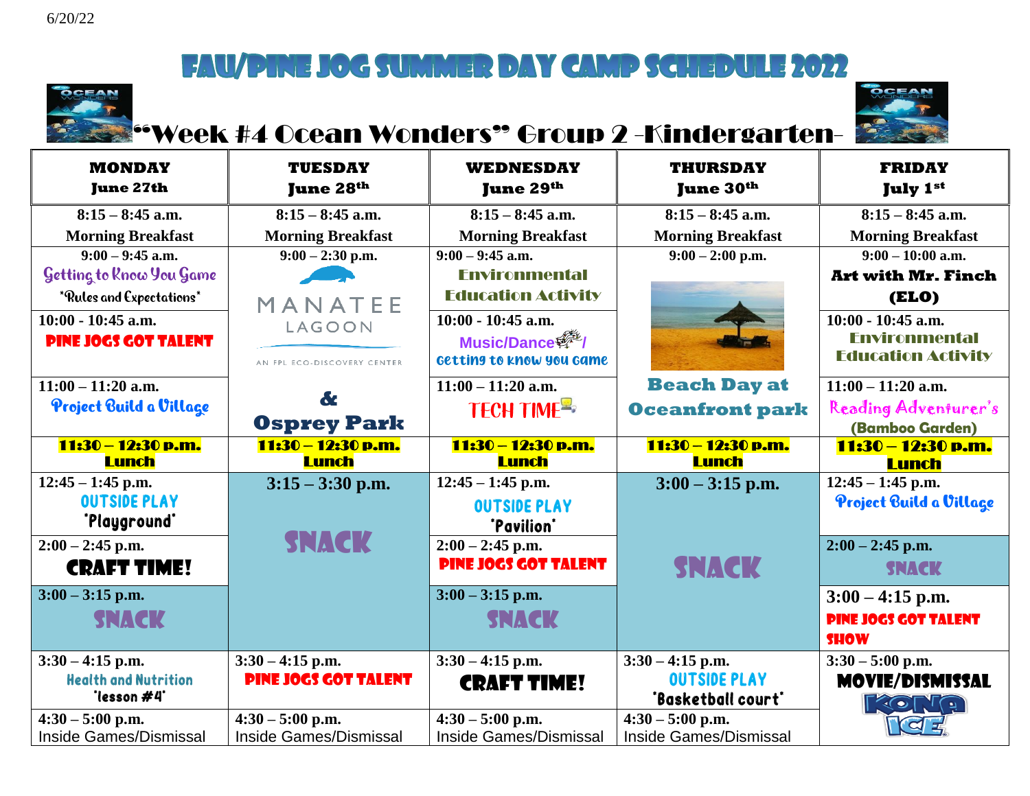6/20/22

# FAU/PINE JOG SUMMER DAY CAMP SCHEDULE 2022

## "Week #4 Ocean Wonders" Group 2 -Kindergarten-

| MONDAY June 27th | TUESDAY June 28th | WEDNESDAY June 29th | THURSDAY June 30th | FRIDAY July 1st |
|---|---|---|---|---|
| 8:15 – 8:45 a.m. Morning Breakfast | 8:15 – 8:45 a.m. Morning Breakfast | 8:15 – 8:45 a.m. Morning Breakfast | 8:15 – 8:45 a.m. Morning Breakfast | 8:15 – 8:45 a.m. Morning Breakfast |
| 9:00 – 9:45 a.m. Getting to Know You Game *Rules and Expectations* | 9:00 – 2:30 p.m. MANATEE LAGOON AN FPL ECO-DISCOVERY CENTER & Osprey Park | 9:00 – 9:45 a.m. Environmental Education Activity | 9:00 – 2:00 p.m. Beach Day at Oceanfront park | 9:00 – 10:00 a.m. Art with Mr. Finch (ELO) |
| 10:00 - 10:45 a.m. PINE JOGS GOT TALENT | | 10:00 - 10:45 a.m. Music/Dance / Getting to know you game | | 10:00 - 10:45 a.m. Environmental Education Activity |
| 11:00 – 11:20 a.m. Project Build a Village | | 11:00 – 11:20 a.m. TECH TIME | | 11:00 – 11:20 a.m. Reading Adventurer's (Bamboo Garden) |
| 11:30 – 12:30 p.m. Lunch | 11:30 – 12:30 p.m. Lunch | 11:30 – 12:30 p.m. Lunch | 11:30 – 12:30 p.m. Lunch | 11:30 – 12:30 p.m. Lunch |
| 12:45 – 1:45 p.m. OUTSIDE PLAY *Playground* | 3:15 – 3:30 p.m. SNACK | 12:45 – 1:45 p.m. OUTSIDE PLAY *Pavilion* | 3:00 – 3:15 p.m. SNACK | 12:45 – 1:45 p.m. Project Build a Village |
| 2:00 – 2:45 p.m. CRAFT TIME! | | 2:00 – 2:45 p.m. PINE JOGS GOT TALENT | | 2:00 – 2:45 p.m. SNACK |
| 3:00 – 3:15 p.m. SNACK | | 3:00 – 3:15 p.m. SNACK | | 3:00 – 4:15 p.m. PINE JOGS GOT TALENT SHOW |
| 3:30 – 4:15 p.m. Health and Nutrition *lesson #4* | 3:30 – 4:15 p.m. PINE JOGS GOT TALENT | 3:30 – 4:15 p.m. CRAFT TIME! | 3:30 – 4:15 p.m. OUTSIDE PLAY *Basketball court* | 3:30 – 5:00 p.m. MOVIE/DISMISSAL KONA ICE |
| 4:30 – 5:00 p.m. Inside Games/Dismissal | 4:30 – 5:00 p.m. Inside Games/Dismissal | 4:30 – 5:00 p.m. Inside Games/Dismissal | 4:30 – 5:00 p.m. Inside Games/Dismissal | |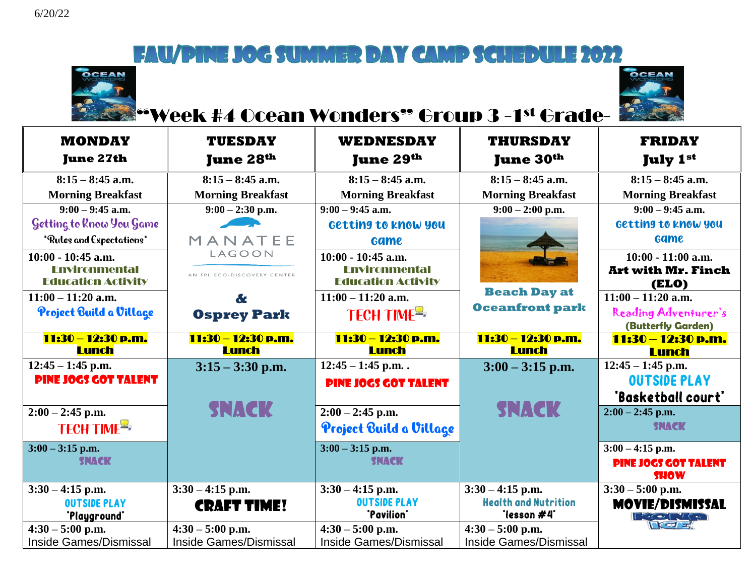6/20/22

# FAU/PINE JOG SUMMER DAY CAMP SCHEDULE 2022

## "Week #4 Ocean Wonders" Group 3 -1st Grade-

| MONDAY June 27th | TUESDAY June 28th | WEDNESDAY June 29th | THURSDAY June 30th | FRIDAY July 1st |
|---|---|---|---|---|
| 8:15 – 8:45 a.m. Morning Breakfast | 8:15 – 8:45 a.m. Morning Breakfast | 8:15 – 8:45 a.m. Morning Breakfast | 8:15 – 8:45 a.m. Morning Breakfast | 8:15 – 8:45 a.m. Morning Breakfast |
| 9:00 – 9:45 a.m. Getting to Know You Game *Rules and Expectations* | 9:00 – 2:30 p.m. MANATEE LAGOON AN FPL ECO-DISCOVERY CENTER & Osprey Park | 9:00 – 9:45 a.m. Getting to know you game | 9:00 – 2:00 p.m. Beach Day at Oceanfront park | 9:00 – 9:45 a.m. Getting to know you game |
| 10:00 - 10:45 a.m. Environmental Education Activity | | 10:00 - 10:45 a.m. Environmental Education Activity | | 10:00 - 11:00 a.m. Art with Mr. Finch (ELO) |
| 11:00 – 11:20 a.m. Project Build a Village | | 11:00 – 11:20 a.m. TECH TIME | | 11:00 – 11:20 a.m. Reading Adventurer's (Butterfly Garden) |
| **11:30 – 12:30 p.m. Lunch** | **11:30 – 12:30 p.m. Lunch** | **11:30 – 12:30 p.m. Lunch** | **11:30 – 12:30 p.m. Lunch** | **11:30 – 12:30 p.m. Lunch** |
| 12:45 – 1:45 p.m. PINE JOGS GOT TALENT | 3:15 – 3:30 p.m. SNACK | 12:45 – 1:45 p.m. . PINE JOGS GOT TALENT | 3:00 – 3:15 p.m. SNACK | 12:45 – 1:45 p.m. OUTSIDE PLAY *Basketball court* |
| 2:00 – 2:45 p.m. TECH TIME | | 2:00 – 2:45 p.m. Project Build a Village | | 2:00 – 2:45 p.m. SNACK |
| 3:00 – 3:15 p.m. SNACK | | 3:00 – 3:15 p.m. SNACK | | 3:00 – 4:15 p.m. PINE JOGS GOT TALENT SHOW |
| 3:30 – 4:15 p.m. OUTSIDE PLAY *Playground* | 3:30 – 4:15 p.m. CRAFT TIME! | 3:30 – 4:15 p.m. OUTSIDE PLAY *Pavilion* | 3:30 – 4:15 p.m. Health and Nutrition *lesson #4* | 3:30 – 5:00 p.m. MOVIE/DISMISSAL KONA ICE |
| 4:30 – 5:00 p.m. Inside Games/Dismissal | 4:30 – 5:00 p.m. Inside Games/Dismissal | 4:30 – 5:00 p.m. Inside Games/Dismissal | 4:30 – 5:00 p.m. Inside Games/Dismissal | |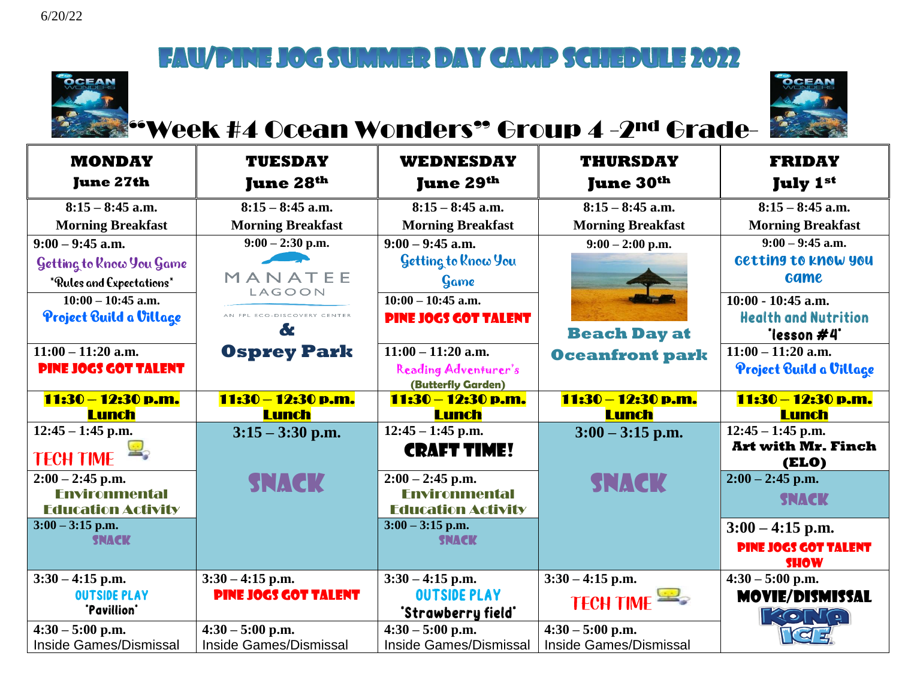6/20/22

# FAU/PINE JOG SUMMER DAY CAMP SCHEDULE 2022

## "Week #4 Ocean Wonders" Group 4 -2nd Grade-

| MONDAY June 27th | TUESDAY June 28th | WEDNESDAY June 29th | THURSDAY June 30th | FRIDAY July 1st |
|---|---|---|---|---|
| 8:15 – 8:45 a.m. Morning Breakfast | 8:15 – 8:45 a.m. Morning Breakfast | 8:15 – 8:45 a.m. Morning Breakfast | 8:15 – 8:45 a.m. Morning Breakfast | 8:15 – 8:45 a.m. Morning Breakfast |
| 9:00 – 9:45 a.m. Getting to Know You Game *Rules and Expectations* | 9:00 – 2:30 p.m. MANATEE LAGOON AN FPL ECO-DISCOVERY CENTER & Osprey Park | 9:00 – 9:45 a.m. Getting to Know You Game | 9:00 – 2:00 p.m. Beach Day at Oceanfront park | 9:00 – 9:45 a.m. Getting to know you Game |
| 10:00 – 10:45 a.m. Project Build a Village | | 10:00 – 10:45 a.m. PINE JOGS GOT TALENT | | 10:00 - 10:45 a.m. Health and Nutrition *lesson #4* |
| 11:00 – 11:20 a.m. PINE JOGS GOT TALENT | | 11:00 – 11:20 a.m. Reading Adventurer's (Butterfly Garden) | | 11:00 – 11:20 a.m. Project Build a Village |
| **11:30 – 12:30 p.m. Lunch** | **11:30 – 12:30 p.m. Lunch** | **11:30 – 12:30 p.m. Lunch** | **11:30 – 12:30 p.m. Lunch** | **11:30 – 12:30 p.m. Lunch** |
| 12:45 – 1:45 p.m. TECH TIME | 3:15 – 3:30 p.m. SNACK | 12:45 – 1:45 p.m. CRAFT TIME! | 3:00 – 3:15 p.m. SNACK | 12:45 – 1:45 p.m. Art with Mr. Finch (ELO) |
| 2:00 – 2:45 p.m. Environmental Education Activity | | 2:00 – 2:45 p.m. Environmental Education Activity | | 2:00 – 2:45 p.m. SNACK |
| 3:00 – 3:15 p.m. SNACK | | 3:00 – 3:15 p.m. SNACK | | 3:00 – 4:15 p.m. PINE JOGS GOT TALENT SHOW |
| 3:30 – 4:15 p.m. OUTSIDE PLAY *Pavillion* | 3:30 – 4:15 p.m. PINE JOGS GOT TALENT | 3:30 – 4:15 p.m. OUTSIDE PLAY *Strawberry field* | 3:30 – 4:15 p.m. TECH TIME | 4:30 – 5:00 p.m. MOVIE/DISMISSAL KONA ICE |
| 4:30 – 5:00 p.m. Inside Games/Dismissal | 4:30 – 5:00 p.m. Inside Games/Dismissal | 4:30 – 5:00 p.m. Inside Games/Dismissal | 4:30 – 5:00 p.m. Inside Games/Dismissal | |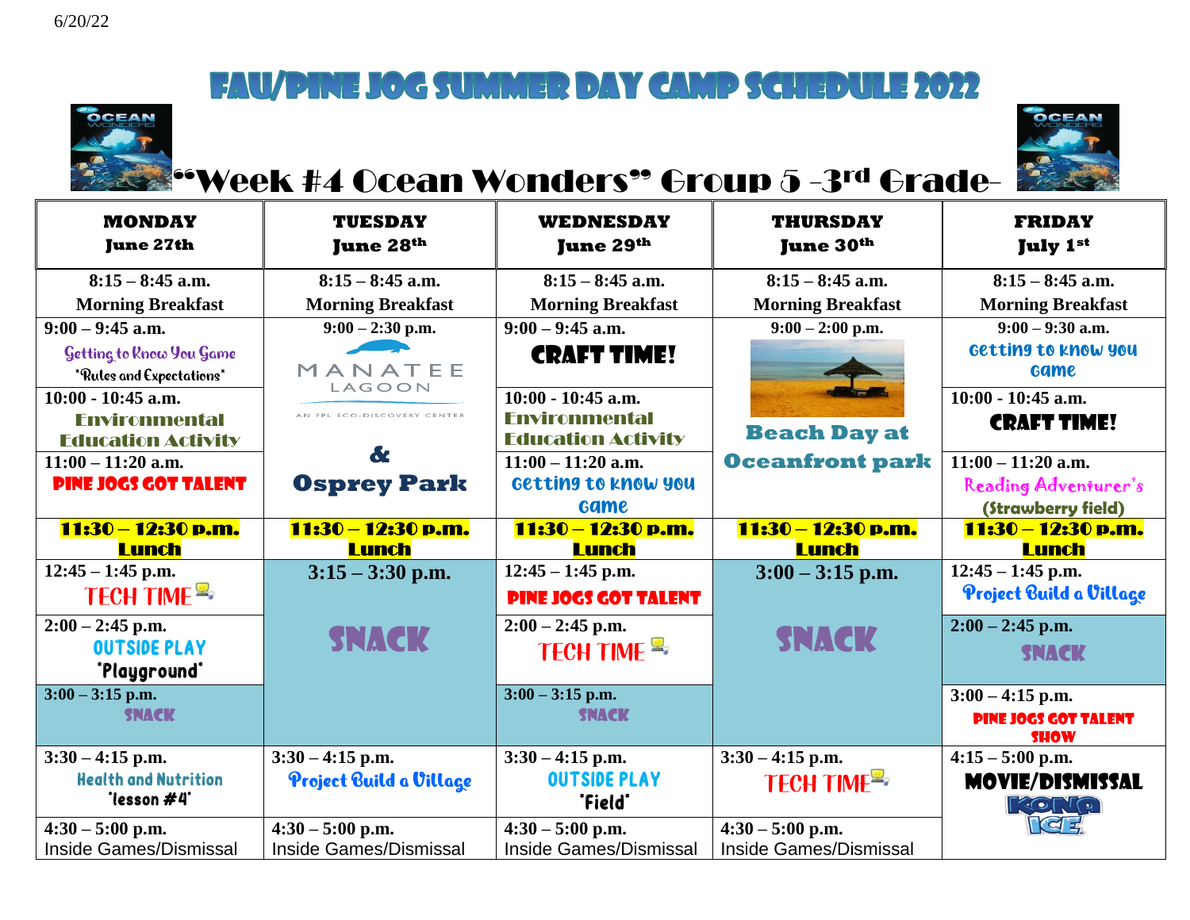6/20/22

# FAU/PINE JOG SUMMER DAY CAMP SCHEDULE 2022

## "Week #4 Ocean Wonders" Group 5 -3rd Grade-

| MONDAY June 27th | TUESDAY June 28th | WEDNESDAY June 29th | THURSDAY June 30th | FRIDAY July 1st |
|---|---|---|---|---|
| 8:15 – 8:45 a.m. Morning Breakfast | 8:15 – 8:45 a.m. Morning Breakfast | 8:15 – 8:45 a.m. Morning Breakfast | 8:15 – 8:45 a.m. Morning Breakfast | 8:15 – 8:45 a.m. Morning Breakfast |
| 9:00 – 9:45 a.m. Getting to Know You Game *Rules and Expectations* | 9:00 – 2:30 p.m. MANATEE LAGOON AN FPL ECO-DISCOVERY CENTER & Osprey Park | 9:00 – 9:45 a.m. CRAFT TIME! | 9:00 – 2:00 p.m. Beach Day at Oceanfront park | 9:00 – 9:30 a.m. Getting to know you Game |
| 10:00 - 10:45 a.m. Environmental Education Activity | | 10:00 - 10:45 a.m. Environmental Education Activity | | 10:00 - 10:45 a.m. CRAFT TIME! |
| 11:00 – 11:20 a.m. PINE JOGS GOT TALENT | | 11:00 – 11:20 a.m. Getting to know you Game | | 11:00 – 11:20 a.m. Reading Adventurer's (Strawberry field) |
| **11:30 – 12:30 p.m. Lunch** | **11:30 – 12:30 p.m. Lunch** | **11:30 – 12:30 p.m. Lunch** | **11:30 – 12:30 p.m. Lunch** | **11:30 – 12:30 p.m. Lunch** |
| 12:45 – 1:45 p.m. TECH TIME | 3:15 – 3:30 p.m. SNACK | 12:45 – 1:45 p.m. PINE JOGS GOT TALENT | 3:00 – 3:15 p.m. SNACK | 12:45 – 1:45 p.m. Project Build a Village |
| 2:00 – 2:45 p.m. OUTSIDE PLAY *Playground* | | 2:00 – 2:45 p.m. TECH TIME | | 2:00 – 2:45 p.m. SNACK |
| 3:00 – 3:15 p.m. SNACK | | 3:00 – 3:15 p.m. SNACK | | 3:00 – 4:15 p.m. PINE JOGS GOT TALENT SHOW |
| 3:30 – 4:15 p.m. Health and Nutrition *lesson #4* | 3:30 – 4:15 p.m. Project Build a Village | 3:30 – 4:15 p.m. OUTSIDE PLAY *Field* | 3:30 – 4:15 p.m. TECH TIME | 4:15 – 5:00 p.m. MOVIE/DISMISSAL KONA ICE |
| 4:30 – 5:00 p.m. Inside Games/Dismissal | 4:30 – 5:00 p.m. Inside Games/Dismissal | 4:30 – 5:00 p.m. Inside Games/Dismissal | 4:30 – 5:00 p.m. Inside Games/Dismissal | |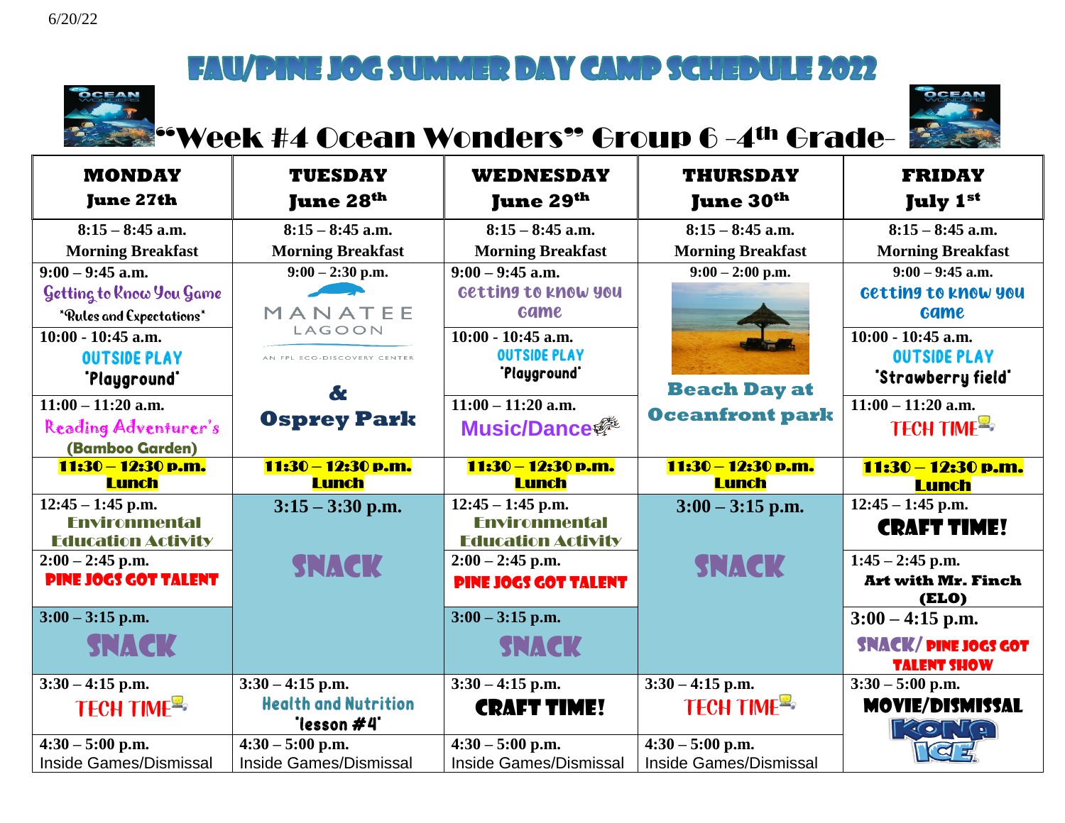6/20/22

# FAU/PINE JOG SUMMER DAY CAMP SCHEDULE 2022

## "Week #4 Ocean Wonders" Group 6 -4th Grade-

| MONDAY June 27th | TUESDAY June 28th | WEDNESDAY June 29th | THURSDAY June 30th | FRIDAY July 1st |
|---|---|---|---|---|
| 8:15 – 8:45 a.m. Morning Breakfast | 8:15 – 8:45 a.m. Morning Breakfast | 8:15 – 8:45 a.m. Morning Breakfast | 8:15 – 8:45 a.m. Morning Breakfast | 8:15 – 8:45 a.m. Morning Breakfast |
| 9:00 – 9:45 a.m. Getting to Know You Game *Rules and Expectations* | 9:00 – 2:30 p.m. MANATEE LAGOON AN FPL ECO-DISCOVERY CENTER & Osprey Park | 9:00 – 9:45 a.m. Getting to know you Game | 9:00 – 2:00 p.m. Beach Day at Oceanfront park | 9:00 – 9:45 a.m. Getting to know you Game |
| 10:00 - 10:45 a.m. OUTSIDE PLAY *Playground* | | 10:00 - 10:45 a.m. OUTSIDE PLAY *Playground* | | 10:00 - 10:45 a.m. OUTSIDE PLAY *Strawberry field* |
| 11:00 – 11:20 a.m. Reading Adventurer's (Bamboo Garden) | | 11:00 – 11:20 a.m. Music/Dance | | 11:00 – 11:20 a.m. TECH TIME |
| **11:30 – 12:30 p.m. Lunch** | **11:30 – 12:30 p.m. Lunch** | **11:30 – 12:30 p.m. Lunch** | **11:30 – 12:30 p.m. Lunch** | **11:30 – 12:30 p.m. Lunch** |
| 12:45 – 1:45 p.m. Environmental Education Activity | 3:15 – 3:30 p.m. SNACK | 12:45 – 1:45 p.m. Environmental Education Activity | 3:00 – 3:15 p.m. SNACK | 12:45 – 1:45 p.m. CRAFT TIME! |
| 2:00 – 2:45 p.m. PINE JOGS GOT TALENT | | 2:00 – 2:45 p.m. PINE JOGS GOT TALENT | | 1:45 – 2:45 p.m. Art with Mr. Finch (ELO) |
| 3:00 – 3:15 p.m. SNACK | | 3:00 – 3:15 p.m. SNACK | | 3:00 – 4:15 p.m. SNACK/ PINE JOGS GOT TALENT SHOW |
| 3:30 – 4:15 p.m. TECH TIME | 3:30 – 4:15 p.m. Health and Nutrition *lesson #4* | 3:30 – 4:15 p.m. CRAFT TIME! | 3:30 – 4:15 p.m. TECH TIME | 3:30 – 5:00 p.m. MOVIE/DISMISSAL KONA ICE |
| 4:30 – 5:00 p.m. Inside Games/Dismissal | 4:30 – 5:00 p.m. Inside Games/Dismissal | 4:30 – 5:00 p.m. Inside Games/Dismissal | 4:30 – 5:00 p.m. Inside Games/Dismissal | |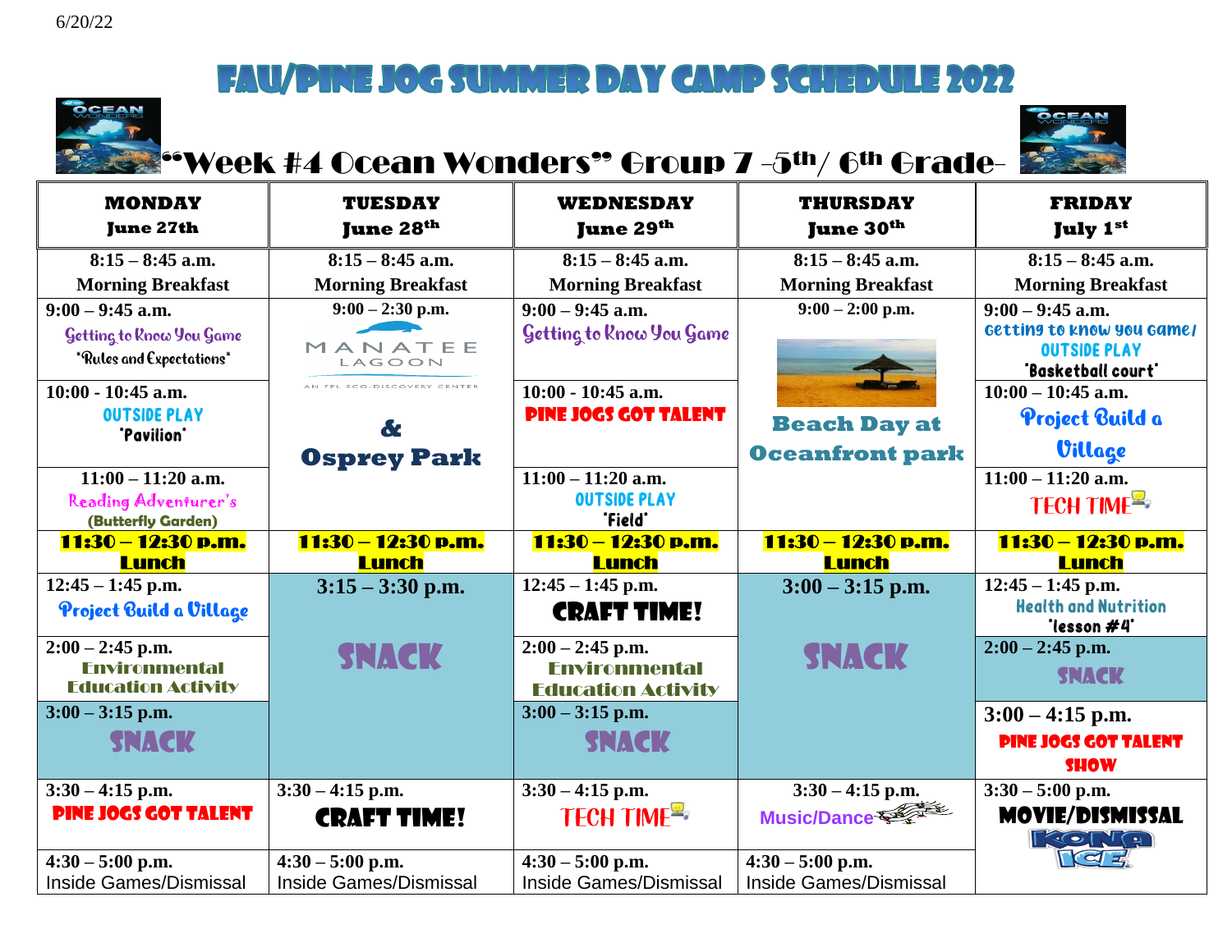6/20/22

# FAU/PINE JOG SUMMER DAY CAMP SCHEDULE 2022

## "Week #4 Ocean Wonders" Group 7 -5th/ 6th Grade-

| MONDAY June 27th | TUESDAY June 28th | WEDNESDAY June 29th | THURSDAY June 30th | FRIDAY July 1st |
|---|---|---|---|---|
| 8:15 – 8:45 a.m. Morning Breakfast | 8:15 – 8:45 a.m. Morning Breakfast | 8:15 – 8:45 a.m. Morning Breakfast | 8:15 – 8:45 a.m. Morning Breakfast | 8:15 – 8:45 a.m. Morning Breakfast |
| 9:00 – 9:45 a.m. Getting to Know You Game *Rules and Expectations* | 9:00 – 2:30 p.m. MANATEE LAGOON AN FPL ECO-DISCOVERY CENTER & Osprey Park | 9:00 – 9:45 a.m. Getting to Know You Game | 9:00 – 2:00 p.m. Beach Day at Oceanfront park | 9:00 – 9:45 a.m. Getting to know you Game/ OUTSIDE PLAY *Basketball court* |
| 10:00 - 10:45 a.m. OUTSIDE PLAY *Pavilion* | | 10:00 - 10:45 a.m. PINE JOGS GOT TALENT | | 10:00 – 10:45 a.m. Project Build a Village |
| 11:00 – 11:20 a.m. Reading Adventurer's (Butterfly Garden) | | 11:00 – 11:20 a.m. OUTSIDE PLAY *Field* | | 11:00 – 11:20 a.m. TECH TIME |
| 11:30 – 12:30 p.m. Lunch | 11:30 – 12:30 p.m. Lunch | 11:30 – 12:30 p.m. Lunch | 11:30 – 12:30 p.m. Lunch | 11:30 – 12:30 p.m. Lunch |
| 12:45 – 1:45 p.m. Project Build a Village | 3:15 – 3:30 p.m. SNACK | 12:45 – 1:45 p.m. CRAFT TIME! | 3:00 – 3:15 p.m. SNACK | 12:45 – 1:45 p.m. Health and Nutrition *lesson #4* |
| 2:00 – 2:45 p.m. Environmental Education Activity | | 2:00 – 2:45 p.m. Environmental Education Activity | | 2:00 – 2:45 p.m. SNACK |
| 3:00 – 3:15 p.m. SNACK | | 3:00 – 3:15 p.m. SNACK | | 3:00 – 4:15 p.m. PINE JOGS GOT TALENT SHOW |
| 3:30 – 4:15 p.m. PINE JOGS GOT TALENT | 3:30 – 4:15 p.m. CRAFT TIME! | 3:30 – 4:15 p.m. TECH TIME | 3:30 – 4:15 p.m. Music/Dance | 3:30 – 5:00 p.m. MOVIE/DISMISSAL KONA ICE |
| 4:30 – 5:00 p.m. Inside Games/Dismissal | 4:30 – 5:00 p.m. Inside Games/Dismissal | 4:30 – 5:00 p.m. Inside Games/Dismissal | 4:30 – 5:00 p.m. Inside Games/Dismissal | |